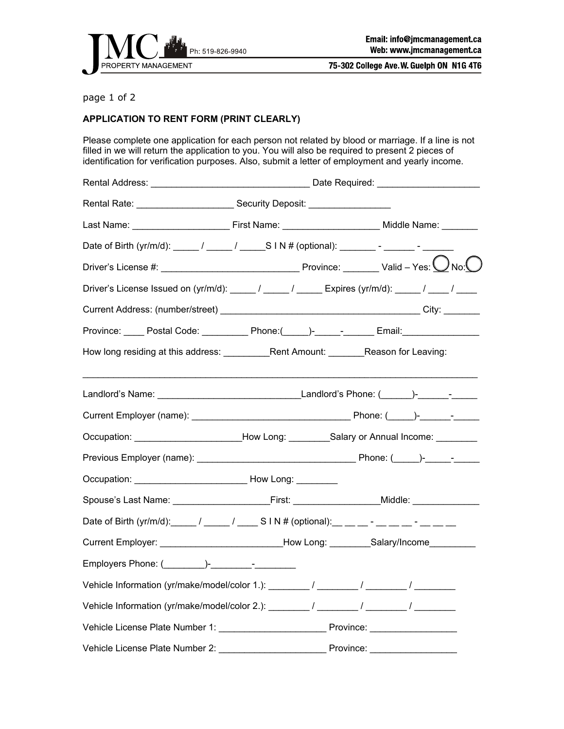JMC PROPERTY MANAGEMENT Ph: 519-826-9940

Email: info@jmcmanagement.ca
Web: www.jmcmanagement.ca
75-302 College Ave. W. Guelph ON N1G 4T6

page 1 of 2

**APPLICATION TO RENT FORM (PRINT CLEARLY)**

Please complete one application for each person not related by blood or marriage. If a line is not filled in we will return the application to you. You will also be required to present 2 pieces of identification for verification purposes. Also, submit a letter of employment and yearly income.

Rental Address: ______________________________ Date Required: ___________________

Rental Rate: __________________ Security Deposit: _______________

Last Name: __________________ First Name: __________________ Middle Name: _______

Date of Birth (yr/m/d): _____ / _____ / _____S I N # (optional): _______ - ______ - ______

Driver's License #: ___________________________ Province: _______ Valid – Yes: ◯ No: ◯

Driver's License Issued on (yr/m/d): _____ / _____ / _____ Expires (yr/m/d): _____ / ____ / ____

Current Address: (number/street) _______________________________________ City: _______

Province: ____ Postal Code: _________ Phone:(_____)-_____-______ Email:_______________

How long residing at this address: _________Rent Amount: _______Reason for Leaving:

_____________________________________________________________________________

Landlord's Name: ___________________________Landlord's Phone: (______)-______-_____

Current Employer (name): ______________________________ Phone: (_____)-______-_____

Occupation: ____________________How Long: ________Salary or Annual Income: ________

Previous Employer (name): ______________________________ Phone: (_____)-_____-_____

Occupation: _____________________ How Long: ________

Spouse's Last Name: __________________First: ________________Middle: _____________

Date of Birth (yr/m/d):_____ / _____ / ____ S I N # (optional):__ __ __ - __ __ __ - __ __ __

Current Employer: _______________________How Long: ________Salary/Income_________

Employers Phone: (________)-________-________

Vehicle Information (yr/make/model/color 1.): ________ / ________ / ________ / ________

Vehicle Information (yr/make/model/color 2.): ________ / ________ / ________ / ________

Vehicle License Plate Number 1: ____________________ Province: ________________

Vehicle License Plate Number 2: ____________________ Province: ________________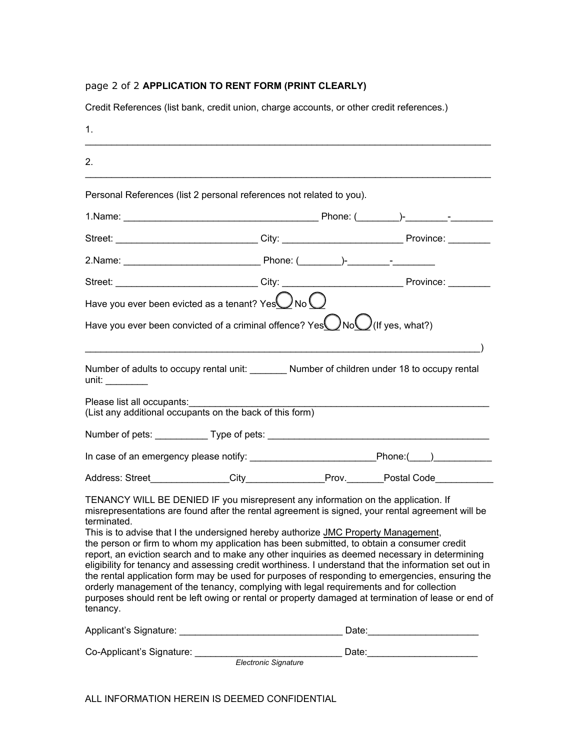page 2 of 2 **APPLICATION TO RENT FORM (PRINT CLEARLY)**

Credit References (list bank, credit union, charge accounts, or other credit references.)

1. ______________________________________________________________________________

2. ______________________________________________________________________________

Personal References (list 2 personal references not related to you).

1.Name: ____________________________________ Phone: (________)-________-________

Street: ___________________________ City: _______________________ Province: ________

2.Name: _________________________ Phone: (________)-________-________

Street: ___________________________ City: _______________________ Province: ________

Have you ever been evicted as a tenant? Yes___ No ___

Have you ever been convicted of a criminal offence? Yes___ No___ (If yes, what?)

___________________________________________________________________________)

Number of adults to occupy rental unit: _______ Number of children under 18 to occupy rental unit: ________

Please list all occupants:_________________________________________________________
(List any additional occupants on the back of this form)

Number of pets: __________ Type of pets: __________________________________________

In case of an emergency please notify: ________________________Phone:(____)___________

Address: Street_______________City_______________Prov._______Postal Code___________

TENANCY WILL BE DENIED IF you misrepresent any information on the application. If misrepresentations are found after the rental agreement is signed, your rental agreement will be terminated.
This is to advise that I the undersigned hereby authorize JMC Property Management, the person or firm to whom my application has been submitted, to obtain a consumer credit report, an eviction search and to make any other inquiries as deemed necessary in determining eligibility for tenancy and assessing credit worthiness. I understand that the information set out in the rental application form may be used for purposes of responding to emergencies, ensuring the orderly management of the tenancy, complying with legal requirements and for collection purposes should rent be left owing or rental or property damaged at termination of lease or end of tenancy.

Applicant's Signature: _______________________________ Date:_____________________

Co-Applicant's Signature: ____________________________ Date:_____________________
*Electronic Signature*

ALL INFORMATION HEREIN IS DEEMED CONFIDENTIAL